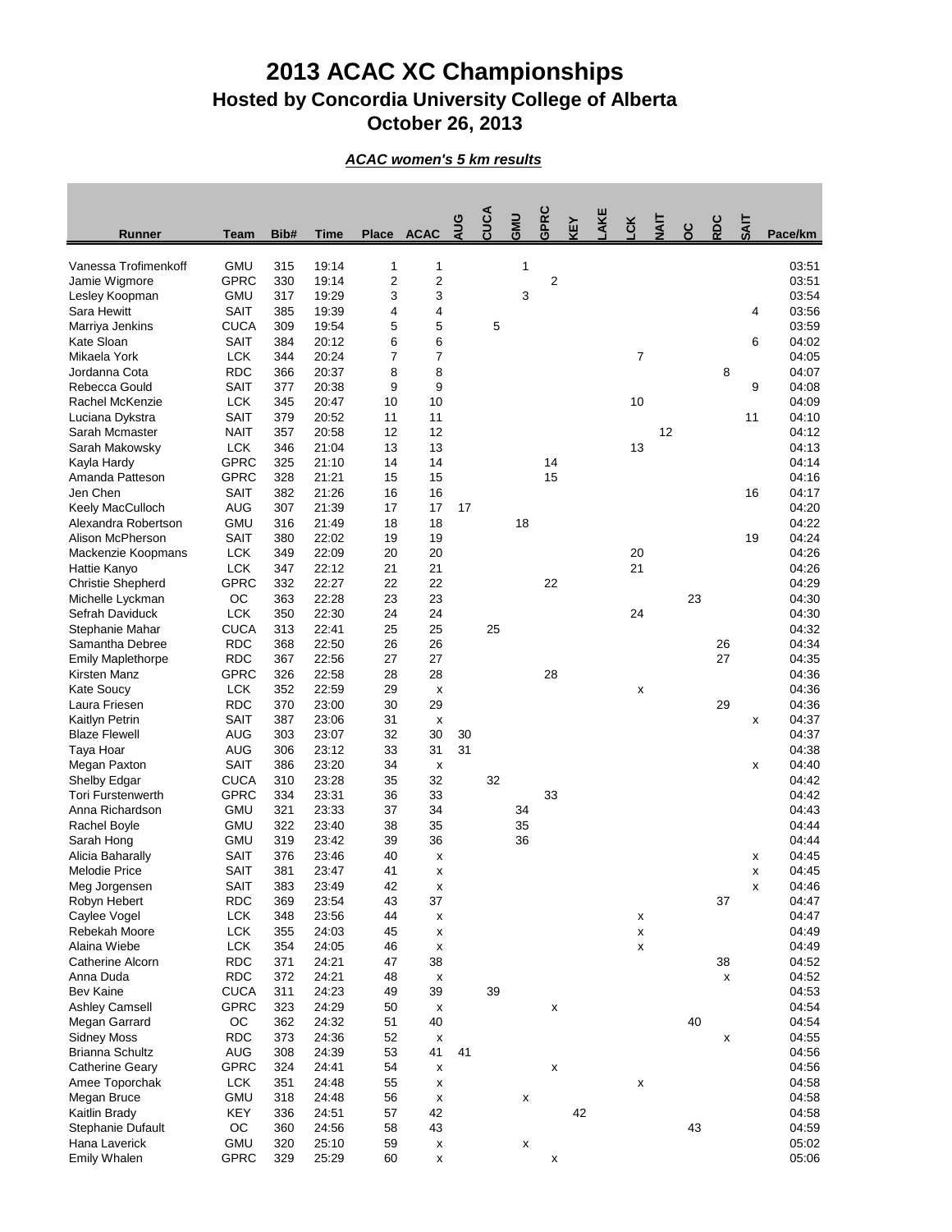# 2013 ACAC XC Championships
## Hosted by Concordia University College of Alberta
## October 26, 2013

***ACAC women's 5 km results***

| Runner | Team | Bib# | Time | Place | ACAC | AUG | CUCA | GMU | GPRC | KEY | LAKE | LCK | NAIT | OC | RDC | SAIT | Pace/km |
|---|---|---|---|---|---|---|---|---|---|---|---|---|---|---|---|---|---|
| Vanessa Trofimenkoff | GMU | 315 | 19:14 | 1 | 1 | | | 1 | | | | | | | | | 03:51 |
| Jamie Wigmore | GPRC | 330 | 19:14 | 2 | 2 | | | | 2 | | | | | | | | 03:51 |
| Lesley Koopman | GMU | 317 | 19:29 | 3 | 3 | | | 3 | | | | | | | | | 03:54 |
| Sara Hewitt | SAIT | 385 | 19:39 | 4 | 4 | | | | | | | | | | | 4 | 03:56 |
| Marriya Jenkins | CUCA | 309 | 19:54 | 5 | 5 | | 5 | | | | | | | | | | 03:59 |
| Kate Sloan | SAIT | 384 | 20:12 | 6 | 6 | | | | | | | | | | | 6 | 04:02 |
| Mikaela York | LCK | 344 | 20:24 | 7 | 7 | | | | | | | 7 | | | | | 04:05 |
| Jordanna Cota | RDC | 366 | 20:37 | 8 | 8 | | | | | | | | | | 8 | | 04:07 |
| Rebecca Gould | SAIT | 377 | 20:38 | 9 | 9 | | | | | | | | | | | 9 | 04:08 |
| Rachel McKenzie | LCK | 345 | 20:47 | 10 | 10 | | | | | | | 10 | | | | | 04:09 |
| Luciana Dykstra | SAIT | 379 | 20:52 | 11 | 11 | | | | | | | | | | | 11 | 04:10 |
| Sarah Mcmaster | NAIT | 357 | 20:58 | 12 | 12 | | | | | | | | 12 | | | | 04:12 |
| Sarah Makowsky | LCK | 346 | 21:04 | 13 | 13 | | | | | | | 13 | | | | | 04:13 |
| Kayla Hardy | GPRC | 325 | 21:10 | 14 | 14 | | | | 14 | | | | | | | | 04:14 |
| Amanda Patteson | GPRC | 328 | 21:21 | 15 | 15 | | | | 15 | | | | | | | | 04:16 |
| Jen Chen | SAIT | 382 | 21:26 | 16 | 16 | | | | | | | | | | | 16 | 04:17 |
| Keely MacCulloch | AUG | 307 | 21:39 | 17 | 17 | 17 | | | | | | | | | | | 04:20 |
| Alexandra Robertson | GMU | 316 | 21:49 | 18 | 18 | | | 18 | | | | | | | | | 04:22 |
| Alison McPherson | SAIT | 380 | 22:02 | 19 | 19 | | | | | | | | | | | 19 | 04:24 |
| Mackenzie Koopmans | LCK | 349 | 22:09 | 20 | 20 | | | | | | | 20 | | | | | 04:26 |
| Hattie Kanyo | LCK | 347 | 22:12 | 21 | 21 | | | | | | | 21 | | | | | 04:26 |
| Christie Shepherd | GPRC | 332 | 22:27 | 22 | 22 | | | | 22 | | | | | | | | 04:29 |
| Michelle Lyckman | OC | 363 | 22:28 | 23 | 23 | | | | | | | | | 23 | | | 04:30 |
| Sefrah Daviduck | LCK | 350 | 22:30 | 24 | 24 | | | | | | | 24 | | | | | 04:30 |
| Stephanie Mahar | CUCA | 313 | 22:41 | 25 | 25 | | 25 | | | | | | | | | | 04:32 |
| Samantha Debree | RDC | 368 | 22:50 | 26 | 26 | | | | | | | | | | 26 | | 04:34 |
| Emily Maplethorpe | RDC | 367 | 22:56 | 27 | 27 | | | | | | | | | | 27 | | 04:35 |
| Kirsten Manz | GPRC | 326 | 22:58 | 28 | 28 | | | | 28 | | | | | | | | 04:36 |
| Kate Soucy | LCK | 352 | 22:59 | 29 | x | | | | | | | x | | | | | 04:36 |
| Laura Friesen | RDC | 370 | 23:00 | 30 | 29 | | | | | | | | | | 29 | | 04:36 |
| Kaitlyn Petrin | SAIT | 387 | 23:06 | 31 | x | | | | | | | | | | | x | 04:37 |
| Blaze Flewell | AUG | 303 | 23:07 | 32 | 30 | 30 | | | | | | | | | | | 04:37 |
| Taya Hoar | AUG | 306 | 23:12 | 33 | 31 | 31 | | | | | | | | | | | 04:38 |
| Megan Paxton | SAIT | 386 | 23:20 | 34 | x | | | | | | | | | | | x | 04:40 |
| Shelby Edgar | CUCA | 310 | 23:28 | 35 | 32 | | 32 | | | | | | | | | | 04:42 |
| Tori Furstenwerth | GPRC | 334 | 23:31 | 36 | 33 | | | | 33 | | | | | | | | 04:42 |
| Anna Richardson | GMU | 321 | 23:33 | 37 | 34 | | | 34 | | | | | | | | | 04:43 |
| Rachel Boyle | GMU | 322 | 23:40 | 38 | 35 | | | 35 | | | | | | | | | 04:44 |
| Sarah Hong | GMU | 319 | 23:42 | 39 | 36 | | | 36 | | | | | | | | | 04:44 |
| Alicia Baharally | SAIT | 376 | 23:46 | 40 | x | | | | | | | | | | | x | 04:45 |
| Melodie Price | SAIT | 381 | 23:47 | 41 | x | | | | | | | | | | | x | 04:45 |
| Meg Jorgensen | SAIT | 383 | 23:49 | 42 | x | | | | | | | | | | | x | 04:46 |
| Robyn Hebert | RDC | 369 | 23:54 | 43 | 37 | | | | | | | | | | 37 | | 04:47 |
| Caylee Vogel | LCK | 348 | 23:56 | 44 | x | | | | | | | x | | | | | 04:47 |
| Rebekah Moore | LCK | 355 | 24:03 | 45 | x | | | | | | | x | | | | | 04:49 |
| Alaina Wiebe | LCK | 354 | 24:05 | 46 | x | | | | | | | x | | | | | 04:49 |
| Catherine Alcorn | RDC | 371 | 24:21 | 47 | 38 | | | | | | | | | | 38 | | 04:52 |
| Anna Duda | RDC | 372 | 24:21 | 48 | x | | | | | | | | | | x | | 04:52 |
| Bev Kaine | CUCA | 311 | 24:23 | 49 | 39 | | 39 | | | | | | | | | | 04:53 |
| Ashley Camsell | GPRC | 323 | 24:29 | 50 | x | | | | x | | | | | | | | 04:54 |
| Megan Garrard | OC | 362 | 24:32 | 51 | 40 | | | | | | | | | 40 | | | 04:54 |
| Sidney Moss | RDC | 373 | 24:36 | 52 | x | | | | | | | | | | x | | 04:55 |
| Brianna Schultz | AUG | 308 | 24:39 | 53 | 41 | 41 | | | | | | | | | | | 04:56 |
| Catherine Geary | GPRC | 324 | 24:41 | 54 | x | | | | x | | | | | | | | 04:56 |
| Amee Toporchak | LCK | 351 | 24:48 | 55 | x | | | | | | | x | | | | | 04:58 |
| Megan Bruce | GMU | 318 | 24:48 | 56 | x | | | x | | | | | | | | | 04:58 |
| Kaitlin Brady | KEY | 336 | 24:51 | 57 | 42 | | | | | 42 | | | | | | | 04:58 |
| Stephanie Dufault | OC | 360 | 24:56 | 58 | 43 | | | | | | | | | 43 | | | 04:59 |
| Hana Laverick | GMU | 320 | 25:10 | 59 | x | | | x | | | | | | | | | 05:02 |
| Emily Whalen | GPRC | 329 | 25:29 | 60 | x | | | | x | | | | | | | | 05:06 |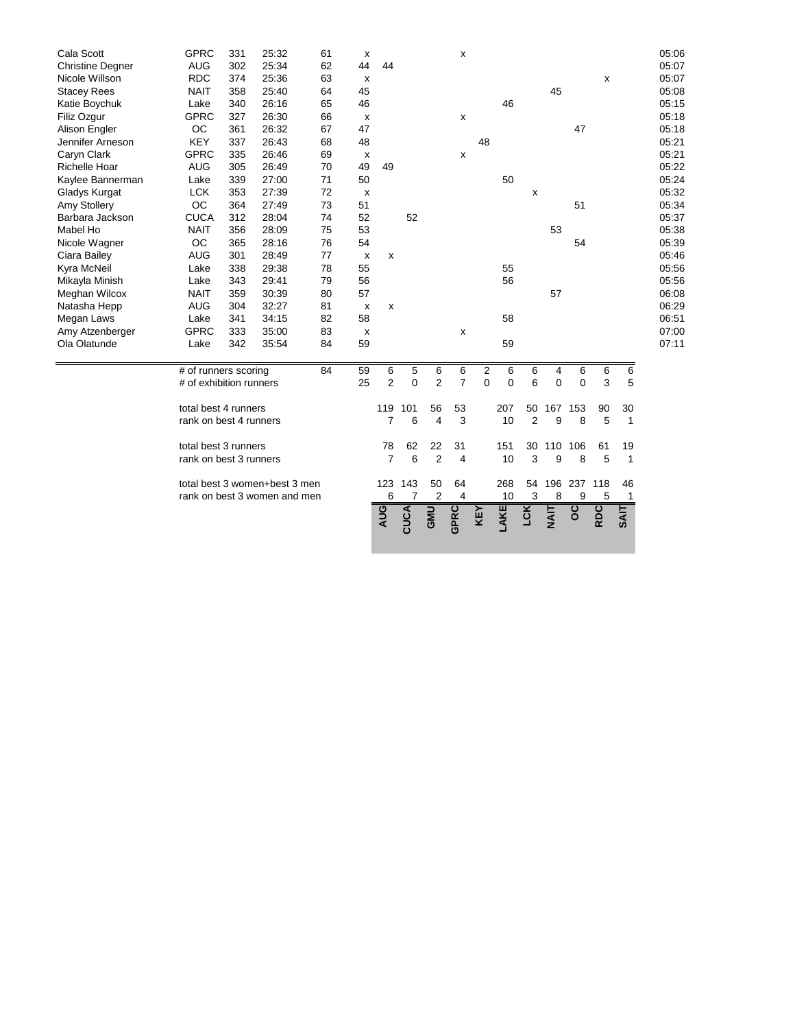| | | | | | | AUG | CUCA | GMU | GPRC | KEY | LAKE | LCK | NAIT | OC | RDC | SAIT | |
|---|---|---|---|---|---|---|---|---|---|---|---|---|---|---|---|---|---|
| Cala Scott | GPRC | 331 | 25:32 | 61 | x | | | | x | | | | | | | | 05:06 |
| Christine Degner | AUG | 302 | 25:34 | 62 | 44 | 44 | | | | | | | | | | | 05:07 |
| Nicole Willson | RDC | 374 | 25:36 | 63 | x | | | | | | | | | | x | | 05:07 |
| Stacey Rees | NAIT | 358 | 25:40 | 64 | 45 | | | | | | | | 45 | | | | 05:08 |
| Katie Boychuk | Lake | 340 | 26:16 | 65 | 46 | | | | | | 46 | | | | | | 05:15 |
| Filiz Ozgur | GPRC | 327 | 26:30 | 66 | x | | | | x | | | | | | | | 05:18 |
| Alison Engler | OC | 361 | 26:32 | 67 | 47 | | | | | | | | | 47 | | | 05:18 |
| Jennifer Arneson | KEY | 337 | 26:43 | 68 | 48 | | | | | 48 | | | | | | | 05:21 |
| Caryn Clark | GPRC | 335 | 26:46 | 69 | x | | | | x | | | | | | | | 05:21 |
| Richelle Hoar | AUG | 305 | 26:49 | 70 | 49 | 49 | | | | | | | | | | | 05:22 |
| Kaylee Bannerman | Lake | 339 | 27:00 | 71 | 50 | | | | | | 50 | | | | | | 05:24 |
| Gladys Kurgat | LCK | 353 | 27:39 | 72 | x | | | | | | | x | | | | | 05:32 |
| Amy Stollery | OC | 364 | 27:49 | 73 | 51 | | | | | | | | | 51 | | | 05:34 |
| Barbara Jackson | CUCA | 312 | 28:04 | 74 | 52 | | 52 | | | | | | | | | | 05:37 |
| Mabel Ho | NAIT | 356 | 28:09 | 75 | 53 | | | | | | | | 53 | | | | 05:38 |
| Nicole Wagner | OC | 365 | 28:16 | 76 | 54 | | | | | | | | | 54 | | | 05:39 |
| Ciara Bailey | AUG | 301 | 28:49 | 77 | x | x | | | | | | | | | | | 05:46 |
| Kyra McNeil | Lake | 338 | 29:38 | 78 | 55 | | | | | | 55 | | | | | | 05:56 |
| Mikayla Minish | Lake | 343 | 29:41 | 79 | 56 | | | | | | 56 | | | | | | 05:56 |
| Meghan Wilcox | NAIT | 359 | 30:39 | 80 | 57 | | | | | | | | 57 | | | | 06:08 |
| Natasha Hepp | AUG | 304 | 32:27 | 81 | x | x | | | | | | | | | | | 06:29 |
| Megan Laws | Lake | 341 | 34:15 | 82 | 58 | | | | | | 58 | | | | | | 06:51 |
| Amy Atzenberger | GPRC | 333 | 35:00 | 83 | x | | | | x | | | | | | | | 07:00 |
| Ola Olatunde | Lake | 342 | 35:54 | 84 | 59 | | | | | | 59 | | | | | | 07:11 |
| | # of runners scoring | | | 84 | 59 | 6 | 5 | 6 | 6 | 2 | 6 | 6 | 4 | 6 | 6 | 6 | |
| | # of exhibition runners | | | | 25 | 2 | 0 | 2 | 7 | 0 | 0 | 6 | 0 | 0 | 3 | 5 | |
| | total best 4 runners | | | | | 119 | 101 | 56 | 53 | | 207 | 50 | 167 | 153 | 90 | 30 | |
| | rank on best 4 runners | | | | | 7 | 6 | 4 | 3 | | 10 | 2 | 9 | 8 | 5 | 1 | |
| | total best 3 runners | | | | | 78 | 62 | 22 | 31 | | 151 | 30 | 110 | 106 | 61 | 19 | |
| | rank on best 3 runners | | | | | 7 | 6 | 2 | 4 | | 10 | 3 | 9 | 8 | 5 | 1 | |
| | total best 3 women+best 3 men | | | | | 123 | 143 | 50 | 64 | | 268 | 54 | 196 | 237 | 118 | 46 | |
| | rank on best 3 women and men | | | | | 6 | 7 | 2 | 4 | | 10 | 3 | 8 | 9 | 5 | 1 | |